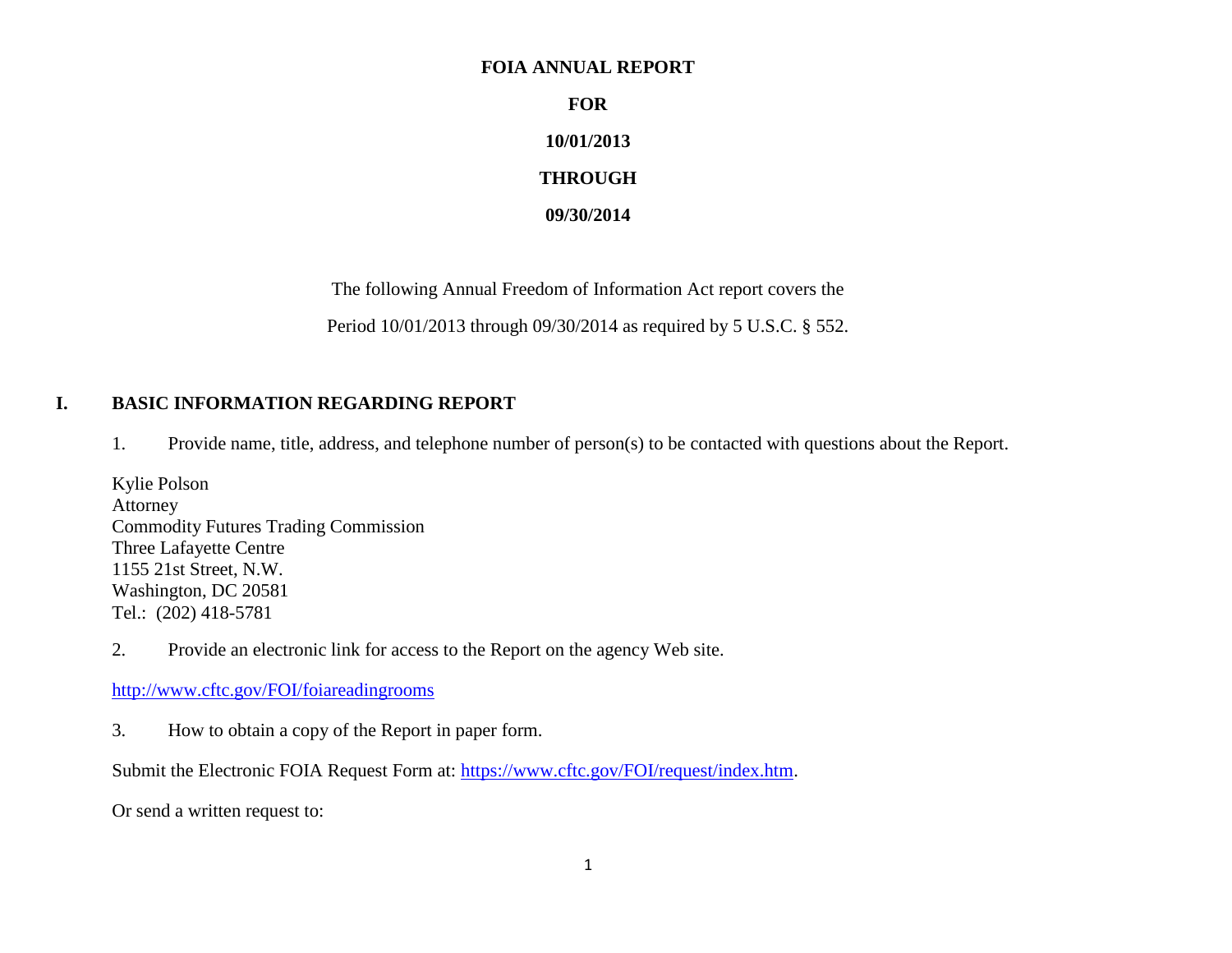**FOIA ANNUAL REPORT**

**FOR**

**10/01/2013**

**THROUGH**

**09/30/2014**

The following Annual Freedom of Information Act report covers the

Period 10/01/2013 through 09/30/2014 as required by 5 U.S.C. § 552.

## I. BASIC INFORMATION REGARDING REPORT

1. Provide name, title, address, and telephone number of person(s) to be contacted with questions about the Report.

Kylie Polson
Attorney
Commodity Futures Trading Commission
Three Lafayette Centre
1155 21st Street, N.W.
Washington, DC 20581
Tel.: (202) 418-5781

2. Provide an electronic link for access to the Report on the agency Web site.

http://www.cftc.gov/FOI/foiareadingrooms

3. How to obtain a copy of the Report in paper form.

Submit the Electronic FOIA Request Form at: https://www.cftc.gov/FOI/request/index.htm.

Or send a written request to: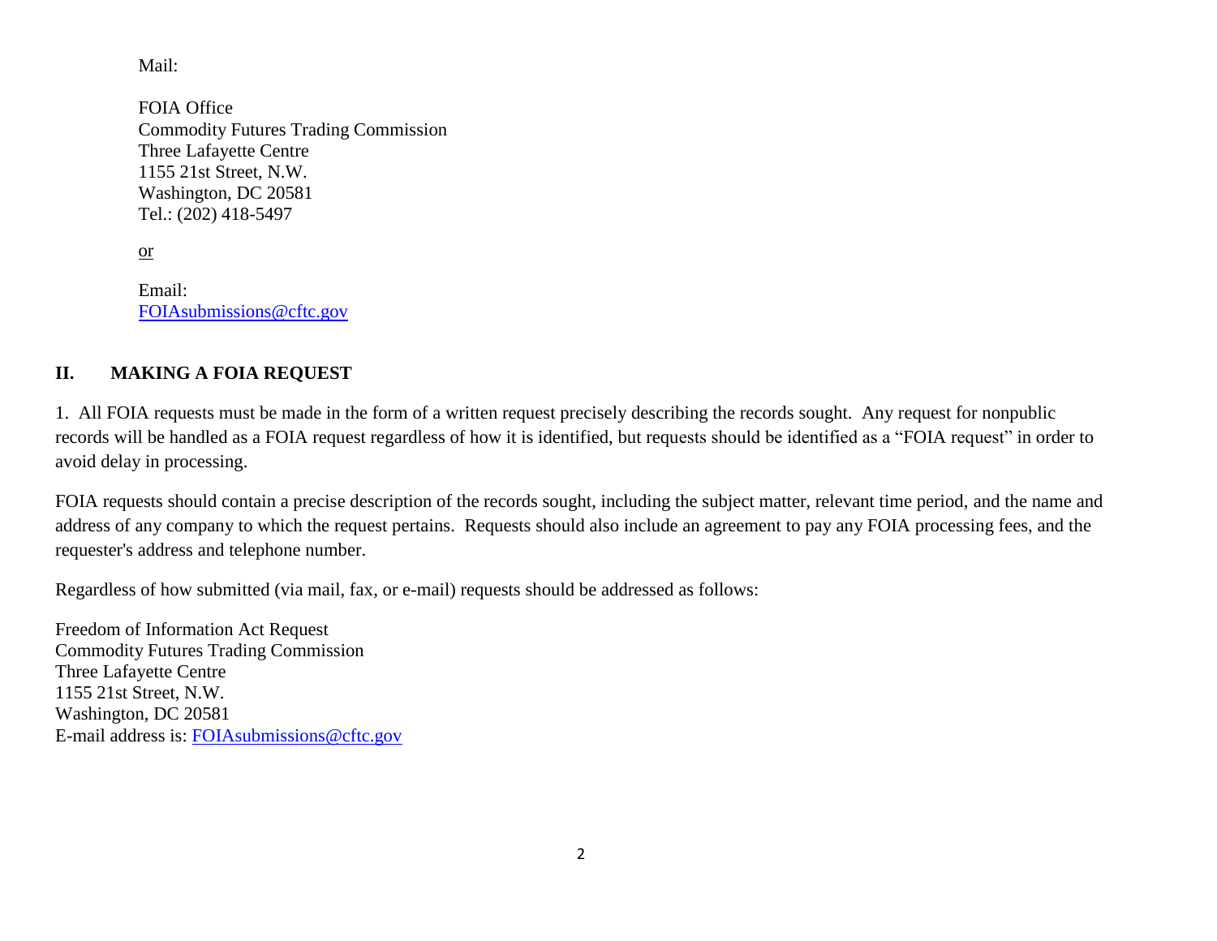Mail:

FOIA Office
Commodity Futures Trading Commission
Three Lafayette Centre
1155 21st Street, N.W.
Washington, DC 20581
Tel.: (202) 418-5497

or

Email:
FOIAsubmissions@cftc.gov

## II. MAKING A FOIA REQUEST

1. All FOIA requests must be made in the form of a written request precisely describing the records sought. Any request for nonpublic records will be handled as a FOIA request regardless of how it is identified, but requests should be identified as a "FOIA request" in order to avoid delay in processing.

FOIA requests should contain a precise description of the records sought, including the subject matter, relevant time period, and the name and address of any company to which the request pertains. Requests should also include an agreement to pay any FOIA processing fees, and the requester's address and telephone number.

Regardless of how submitted (via mail, fax, or e-mail) requests should be addressed as follows:

Freedom of Information Act Request
Commodity Futures Trading Commission
Three Lafayette Centre
1155 21st Street, N.W.
Washington, DC 20581
E-mail address is: FOIAsubmissions@cftc.gov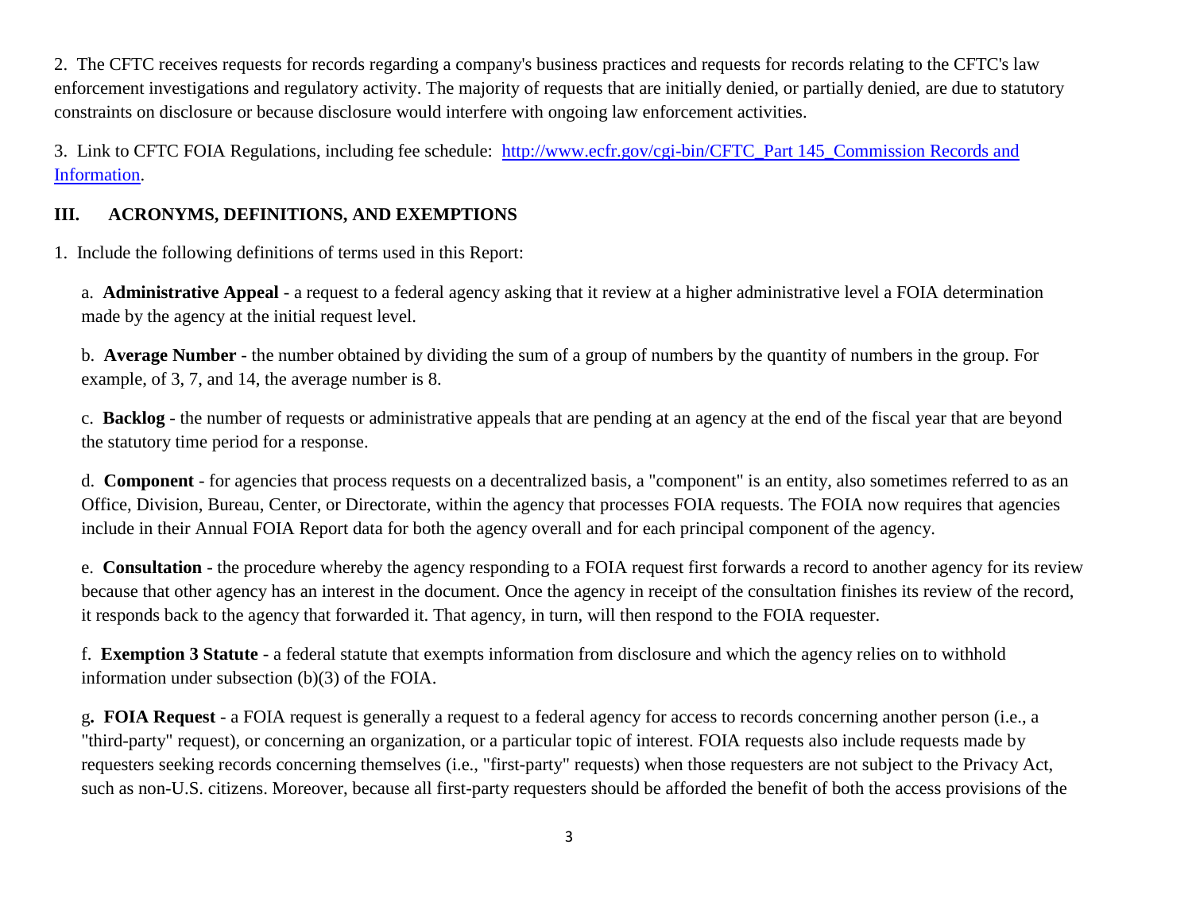2. The CFTC receives requests for records regarding a company's business practices and requests for records relating to the CFTC's law enforcement investigations and regulatory activity. The majority of requests that are initially denied, or partially denied, are due to statutory constraints on disclosure or because disclosure would interfere with ongoing law enforcement activities.

3. Link to CFTC FOIA Regulations, including fee schedule: [http://www.ecfr.gov/cgi-bin/CFTC_Part 145_Commission Records and Information](http://www.ecfr.gov/cgi-bin/CFTC_Part 145_Commission Records and Information).

## III. ACRONYMS, DEFINITIONS, AND EXEMPTIONS

1. Include the following definitions of terms used in this Report:

a. **Administrative Appeal** - a request to a federal agency asking that it review at a higher administrative level a FOIA determination made by the agency at the initial request level.

b. **Average Number** - the number obtained by dividing the sum of a group of numbers by the quantity of numbers in the group. For example, of 3, 7, and 14, the average number is 8.

c. **Backlog** - the number of requests or administrative appeals that are pending at an agency at the end of the fiscal year that are beyond the statutory time period for a response.

d. **Component** - for agencies that process requests on a decentralized basis, a "component" is an entity, also sometimes referred to as an Office, Division, Bureau, Center, or Directorate, within the agency that processes FOIA requests. The FOIA now requires that agencies include in their Annual FOIA Report data for both the agency overall and for each principal component of the agency.

e. **Consultation** - the procedure whereby the agency responding to a FOIA request first forwards a record to another agency for its review because that other agency has an interest in the document. Once the agency in receipt of the consultation finishes its review of the record, it responds back to the agency that forwarded it. That agency, in turn, will then respond to the FOIA requester.

f. **Exemption 3 Statute** - a federal statute that exempts information from disclosure and which the agency relies on to withhold information under subsection (b)(3) of the FOIA.

g**. FOIA Request** - a FOIA request is generally a request to a federal agency for access to records concerning another person (i.e., a "third-party" request), or concerning an organization, or a particular topic of interest. FOIA requests also include requests made by requesters seeking records concerning themselves (i.e., "first-party" requests) when those requesters are not subject to the Privacy Act, such as non-U.S. citizens. Moreover, because all first-party requesters should be afforded the benefit of both the access provisions of the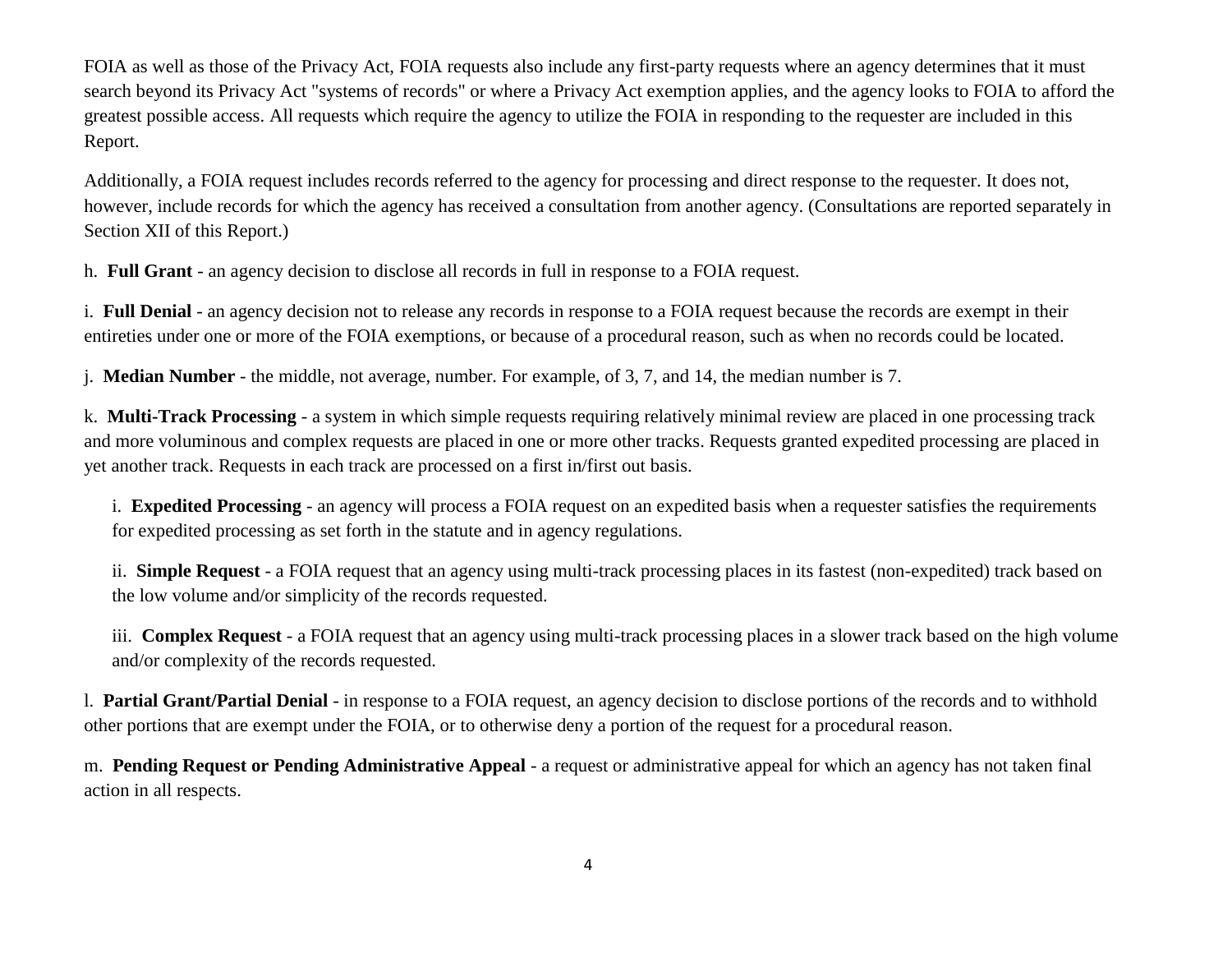FOIA as well as those of the Privacy Act, FOIA requests also include any first-party requests where an agency determines that it must search beyond its Privacy Act "systems of records" or where a Privacy Act exemption applies, and the agency looks to FOIA to afford the greatest possible access. All requests which require the agency to utilize the FOIA in responding to the requester are included in this Report.

Additionally, a FOIA request includes records referred to the agency for processing and direct response to the requester. It does not, however, include records for which the agency has received a consultation from another agency. (Consultations are reported separately in Section XII of this Report.)

h. **Full Grant** - an agency decision to disclose all records in full in response to a FOIA request.

i. **Full Denial** - an agency decision not to release any records in response to a FOIA request because the records are exempt in their entireties under one or more of the FOIA exemptions, or because of a procedural reason, such as when no records could be located.

j. **Median Number** - the middle, not average, number. For example, of 3, 7, and 14, the median number is 7.

k. **Multi-Track Processing** - a system in which simple requests requiring relatively minimal review are placed in one processing track and more voluminous and complex requests are placed in one or more other tracks. Requests granted expedited processing are placed in yet another track. Requests in each track are processed on a first in/first out basis.

> i. **Expedited Processing** - an agency will process a FOIA request on an expedited basis when a requester satisfies the requirements for expedited processing as set forth in the statute and in agency regulations.
>
> ii. **Simple Request** - a FOIA request that an agency using multi-track processing places in its fastest (non-expedited) track based on the low volume and/or simplicity of the records requested.
>
> iii. **Complex Request** - a FOIA request that an agency using multi-track processing places in a slower track based on the high volume and/or complexity of the records requested.

l. **Partial Grant/Partial Denial** - in response to a FOIA request, an agency decision to disclose portions of the records and to withhold other portions that are exempt under the FOIA, or to otherwise deny a portion of the request for a procedural reason.

m. **Pending Request or Pending Administrative Appeal** - a request or administrative appeal for which an agency has not taken final action in all respects.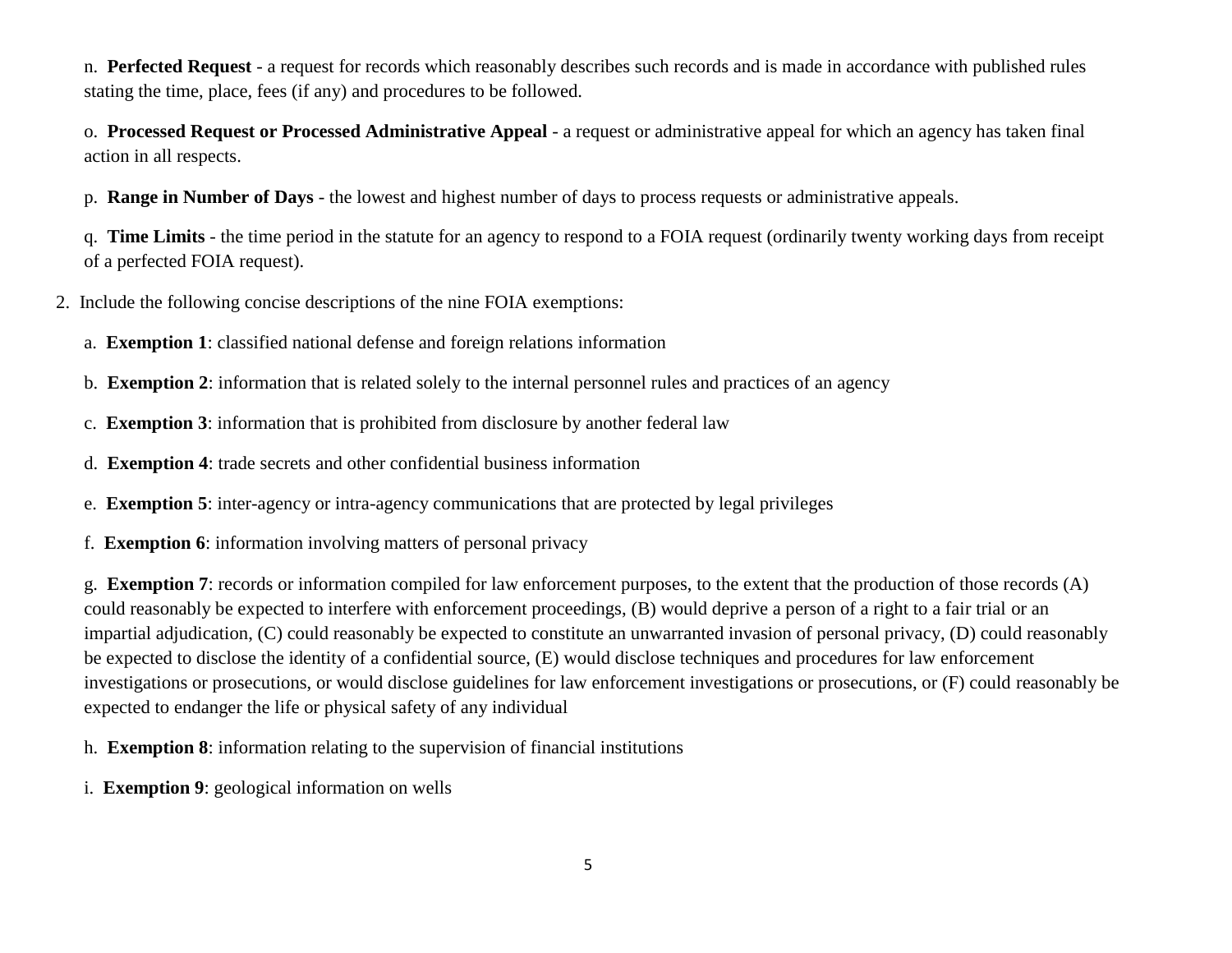n. **Perfected Request** - a request for records which reasonably describes such records and is made in accordance with published rules stating the time, place, fees (if any) and procedures to be followed.

o. **Processed Request or Processed Administrative Appeal** - a request or administrative appeal for which an agency has taken final action in all respects.

p. **Range in Number of Days** - the lowest and highest number of days to process requests or administrative appeals.

q. **Time Limits** - the time period in the statute for an agency to respond to a FOIA request (ordinarily twenty working days from receipt of a perfected FOIA request).

2. Include the following concise descriptions of the nine FOIA exemptions:

a. **Exemption 1**: classified national defense and foreign relations information

b. **Exemption 2**: information that is related solely to the internal personnel rules and practices of an agency

c. **Exemption 3**: information that is prohibited from disclosure by another federal law

d. **Exemption 4**: trade secrets and other confidential business information

e. **Exemption 5**: inter-agency or intra-agency communications that are protected by legal privileges

f. **Exemption 6**: information involving matters of personal privacy

g. **Exemption 7**: records or information compiled for law enforcement purposes, to the extent that the production of those records (A) could reasonably be expected to interfere with enforcement proceedings, (B) would deprive a person of a right to a fair trial or an impartial adjudication, (C) could reasonably be expected to constitute an unwarranted invasion of personal privacy, (D) could reasonably be expected to disclose the identity of a confidential source, (E) would disclose techniques and procedures for law enforcement investigations or prosecutions, or would disclose guidelines for law enforcement investigations or prosecutions, or (F) could reasonably be expected to endanger the life or physical safety of any individual

h. **Exemption 8**: information relating to the supervision of financial institutions

i. **Exemption 9**: geological information on wells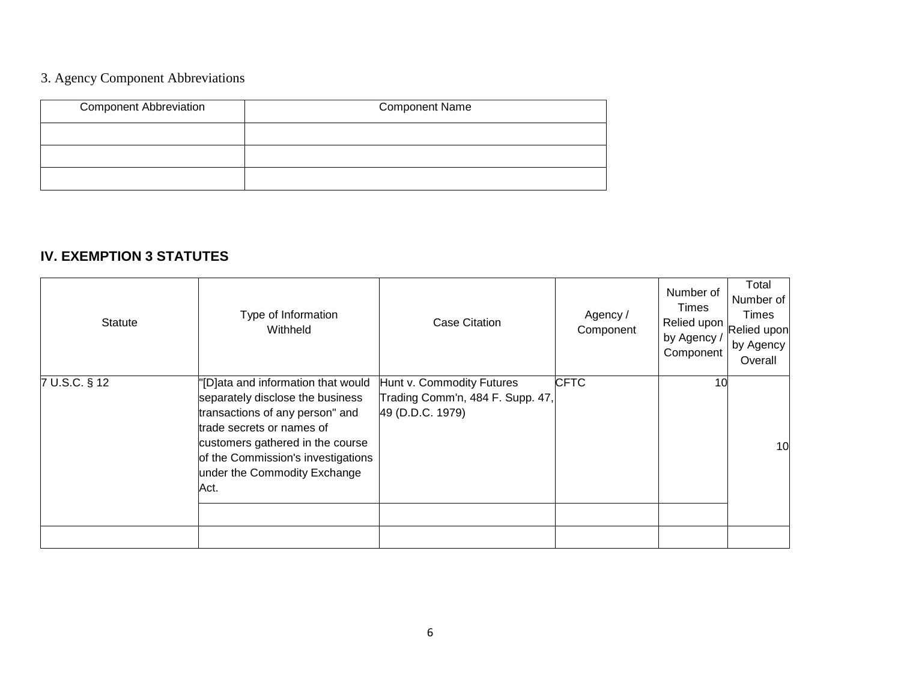3. Agency Component Abbreviations

| Component Abbreviation | Component Name |
| --- | --- |
| | |
| | |
| | |

## IV. EXEMPTION 3 STATUTES

| Statute | Type of Information Withheld | Case Citation | Agency / Component | Number of Times Relied upon by Agency / Component | Total Number of Times Relied upon by Agency Overall |
| --- | --- | --- | --- | --- | --- |
| 7 U.S.C. § 12 | "[D]ata and information that would separately disclose the business transactions of any person" and trade secrets or names of customers gathered in the course of the Commission's investigations under the Commodity Exchange Act. | Hunt v. Commodity Futures Trading Comm'n, 484 F. Supp. 47, 49 (D.D.C. 1979) | CFTC | 10 | 10 |
| | | | | | |
| | | | | | |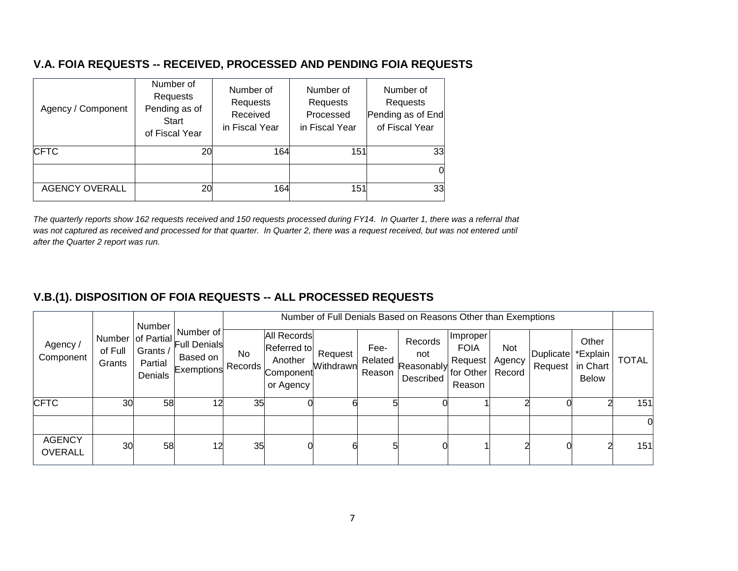## V.A. FOIA REQUESTS -- RECEIVED, PROCESSED AND PENDING FOIA REQUESTS

| Agency / Component | Number of Requests Pending as of Start of Fiscal Year | Number of Requests Received in Fiscal Year | Number of Requests Processed in Fiscal Year | Number of Requests Pending as of End of Fiscal Year |
|---|---|---|---|---|
| CFTC | 20 | 164 | 151 | 33 |
| | | | | 0 |
| AGENCY OVERALL | 20 | 164 | 151 | 33 |

*The quarterly reports show 162 requests received and 150 requests processed during FY14. In Quarter 1, there was a referral that was not captured as received and processed for that quarter. In Quarter 2, there was a request received, but was not entered until after the Quarter 2 report was run.*

## V.B.(1). DISPOSITION OF FOIA REQUESTS -- ALL PROCESSED REQUESTS

| Agency / Component | Number of Full Grants | Number of Partial Grants / Partial Denials | Number of Full Denials Based on Exemptions | Number of Full Denials Based on Reasons Other than Exemptions | | | | | | | | | |
|---|---|---|---|---|---|---|---|---|---|---|---|---|---|
| | | | | No Records | All Records Referred to Another Component or Agency | Request Withdrawn | Fee-Related Reason | Records not Reasonably Described | Improper FOIA Request for Other Reason | Not Agency Record | Duplicate Request | Other *Explain in Chart Below | TOTAL |
| CFTC | 30 | 58 | 12 | 35 | 0 | 6 | 5 | 0 | 1 | 2 | 0 | 2 | 151 |
| | | | | | | | | | | | | | 0 |
| AGENCY OVERALL | 30 | 58 | 12 | 35 | 0 | 6 | 5 | 0 | 1 | 2 | 0 | 2 | 151 |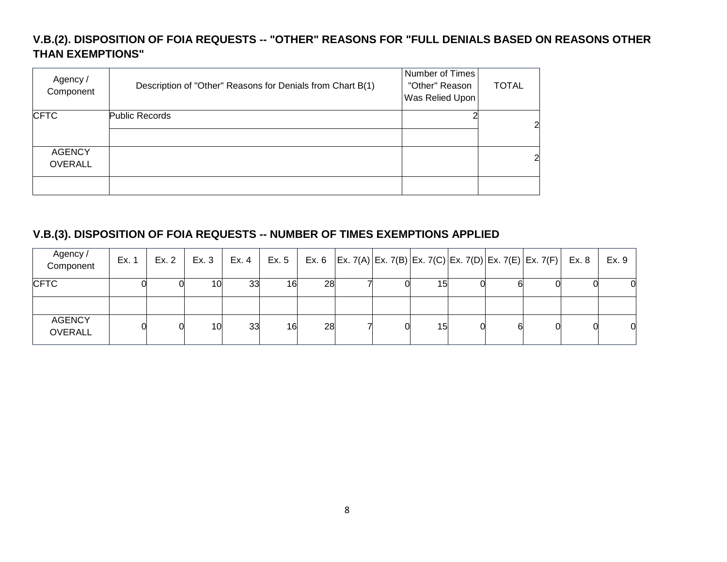## V.B.(2). DISPOSITION OF FOIA REQUESTS -- "OTHER" REASONS FOR "FULL DENIALS BASED ON REASONS OTHER THAN EXEMPTIONS"

| Agency / Component | Description of "Other" Reasons for Denials from Chart B(1) | Number of Times "Other" Reason Was Relied Upon | TOTAL |
|---|---|---|---|
| CFTC | Public Records | 2 | 2 |
| | | | |
| AGENCY OVERALL | | | 2 |
| | | | |

## V.B.(3). DISPOSITION OF FOIA REQUESTS -- NUMBER OF TIMES EXEMPTIONS APPLIED

| Agency / Component | Ex. 1 | Ex. 2 | Ex. 3 | Ex. 4 | Ex. 5 | Ex. 6 | Ex. 7(A) | Ex. 7(B) | Ex. 7(C) | Ex. 7(D) | Ex. 7(E) | Ex. 7(F) | Ex. 8 | Ex. 9 |
|---|---|---|---|---|---|---|---|---|---|---|---|---|---|---|
| CFTC | 0 | 0 | 10 | 33 | 16 | 28 | 7 | 0 | 15 | 0 | 6 | 0 | 0 | 0 |
| | | | | | | | | | | | | | | |
| AGENCY OVERALL | 0 | 0 | 10 | 33 | 16 | 28 | 7 | 0 | 15 | 0 | 6 | 0 | 0 | 0 |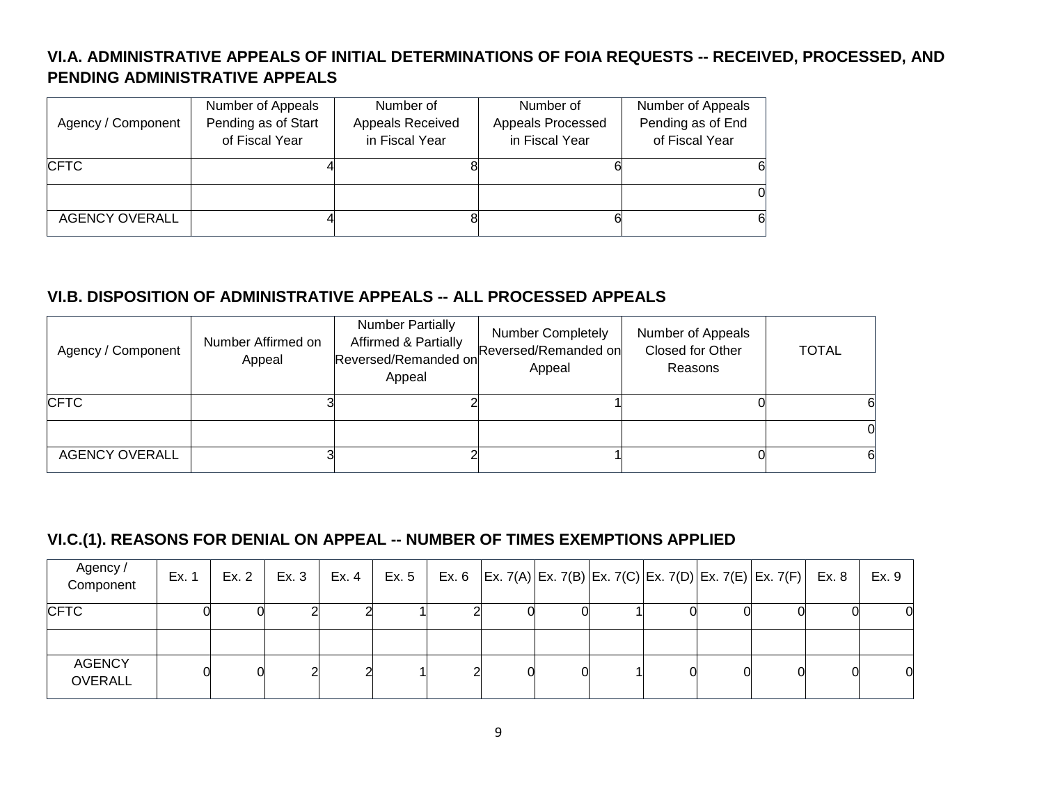## VI.A. ADMINISTRATIVE APPEALS OF INITIAL DETERMINATIONS OF FOIA REQUESTS -- RECEIVED, PROCESSED, AND PENDING ADMINISTRATIVE APPEALS

| Agency / Component | Number of Appeals Pending as of Start of Fiscal Year | Number of Appeals Received in Fiscal Year | Number of Appeals Processed in Fiscal Year | Number of Appeals Pending as of End of Fiscal Year |
|---|---|---|---|---|
| CFTC | 4 | 8 | 6 | 6 |
| | | | | 0 |
| AGENCY OVERALL | 4 | 8 | 6 | 6 |

## VI.B. DISPOSITION OF ADMINISTRATIVE APPEALS -- ALL PROCESSED APPEALS

| Agency / Component | Number Affirmed on Appeal | Number Partially Affirmed & Partially Reversed/Remanded on Appeal | Number Completely Reversed/Remanded on Appeal | Number of Appeals Closed for Other Reasons | TOTAL |
|---|---|---|---|---|---|
| CFTC | 3 | 2 | 1 | 0 | 6 |
| | | | | | 0 |
| AGENCY OVERALL | 3 | 2 | 1 | 0 | 6 |

## VI.C.(1). REASONS FOR DENIAL ON APPEAL -- NUMBER OF TIMES EXEMPTIONS APPLIED

| Agency / Component | Ex. 1 | Ex. 2 | Ex. 3 | Ex. 4 | Ex. 5 | Ex. 6 | Ex. 7(A) | Ex. 7(B) | Ex. 7(C) | Ex. 7(D) | Ex. 7(E) | Ex. 7(F) | Ex. 8 | Ex. 9 |
|---|---|---|---|---|---|---|---|---|---|---|---|---|---|---|
| CFTC | 0 | 0 | 2 | 2 | 1 | 2 | 0 | 0 | 1 | 0 | 0 | 0 | 0 | 0 |
| | | | | | | | | | | | | | | |
| AGENCY OVERALL | 0 | 0 | 2 | 2 | 1 | 2 | 0 | 0 | 1 | 0 | 0 | 0 | 0 | 0 |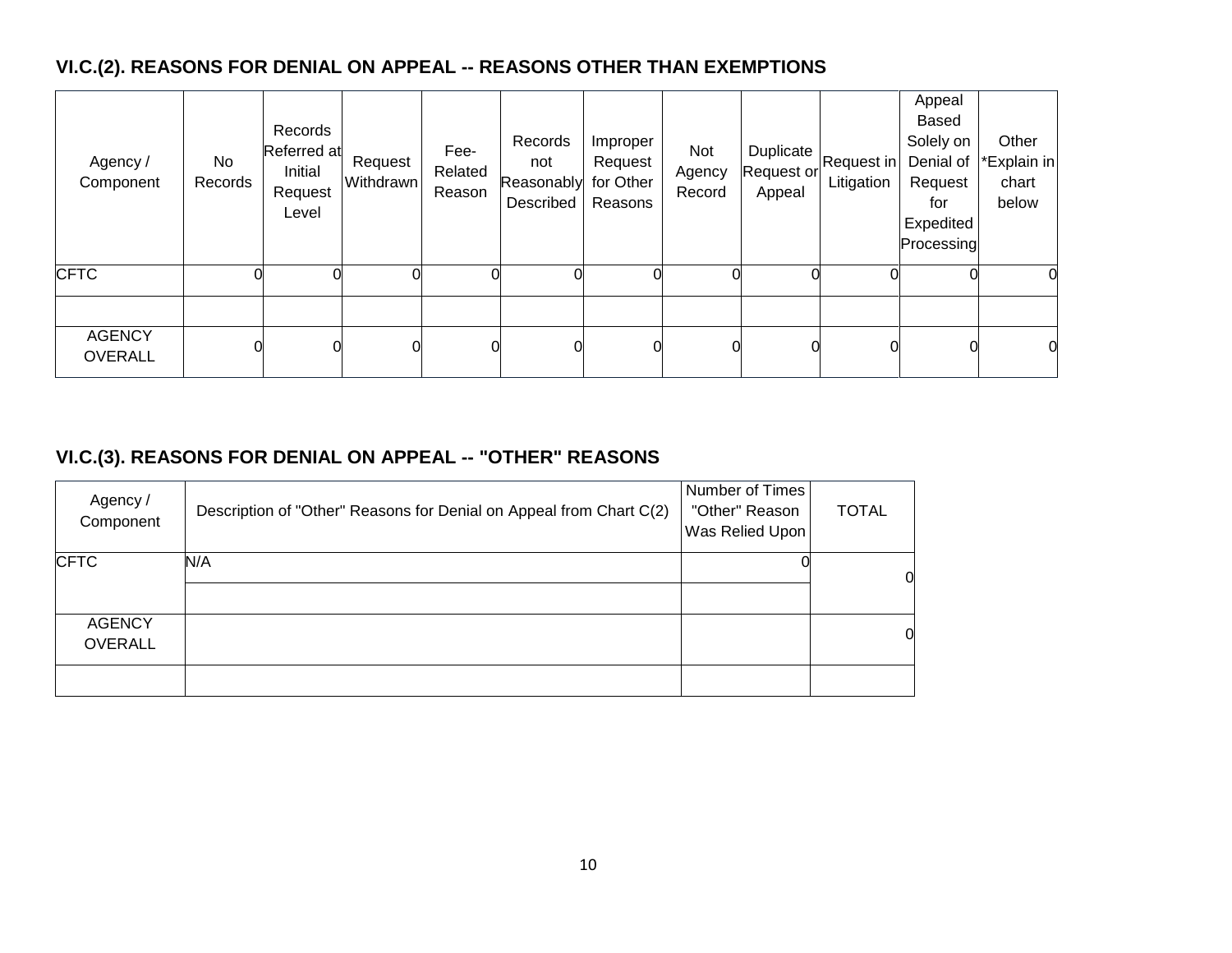### VI.C.(2). REASONS FOR DENIAL ON APPEAL -- REASONS OTHER THAN EXEMPTIONS

| Agency / Component | No Records | Records Referred at Initial Request Level | Request Withdrawn | Fee-Related Reason | Records not Reasonably Described | Improper Request for Other Reasons | Not Agency Record | Duplicate Request or Appeal | Request in Litigation | Appeal Based Solely on Denial of Request for Expedited Processing | Other *Explain in chart below |
|---|---|---|---|---|---|---|---|---|---|---|---|
| CFTC | 0 | 0 | 0 | 0 | 0 | 0 | 0 | 0 | 0 | 0 | 0 |
| | | | | | | | | | | | |
| AGENCY OVERALL | 0 | 0 | 0 | 0 | 0 | 0 | 0 | 0 | 0 | 0 | 0 |

### VI.C.(3). REASONS FOR DENIAL ON APPEAL -- "OTHER" REASONS

| Agency / Component | Description of "Other" Reasons for Denial on Appeal from Chart C(2) | Number of Times "Other" Reason Was Relied Upon | TOTAL |
|---|---|---|---|
| CFTC | N/A | 0 | 0 |
| | | | |
| AGENCY OVERALL | | | 0 |
| | | | |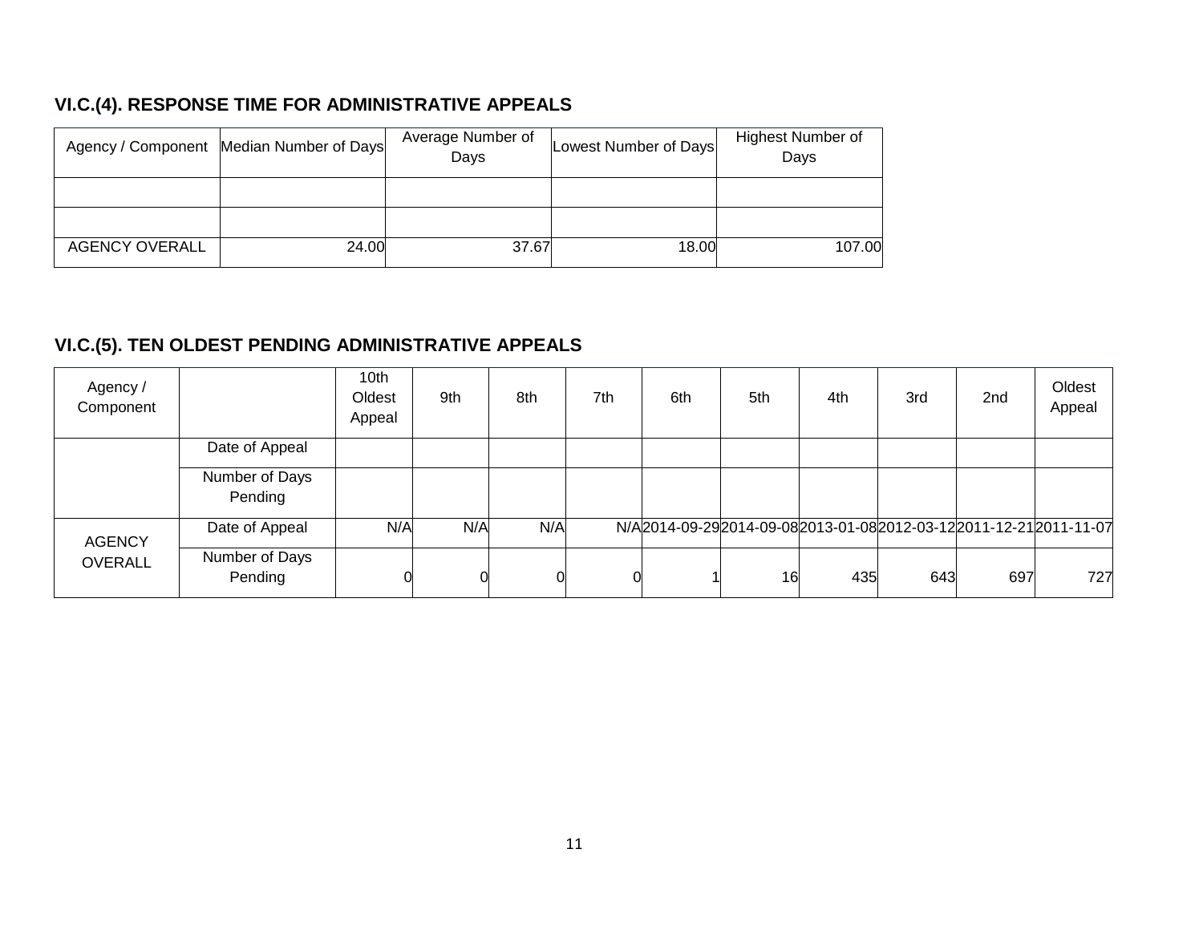### VI.C.(4). RESPONSE TIME FOR ADMINISTRATIVE APPEALS

| Agency / Component | Median Number of Days | Average Number of Days | Lowest Number of Days | Highest Number of Days |
|---|---|---|---|---|
| | | | | |
| | | | | |
| AGENCY OVERALL | 24.00 | 37.67 | 18.00 | 107.00 |

### VI.C.(5). TEN OLDEST PENDING ADMINISTRATIVE APPEALS

| Agency / Component | | 10th Oldest Appeal | 9th | 8th | 7th | 6th | 5th | 4th | 3rd | 2nd | Oldest Appeal |
|---|---|---|---|---|---|---|---|---|---|---|---|
| | Date of Appeal | | | | | | | | | | |
| | Number of Days Pending | | | | | | | | | | |
| AGENCY OVERALL | Date of Appeal | N/A | N/A | N/A | N/A | 2014-09-29 | 2014-09-08 | 2013-01-08 | 2012-03-12 | 2011-12-21 | 2011-11-07 |
| | Number of Days Pending | 0 | 0 | 0 | 0 | 1 | 16 | 435 | 643 | 697 | 727 |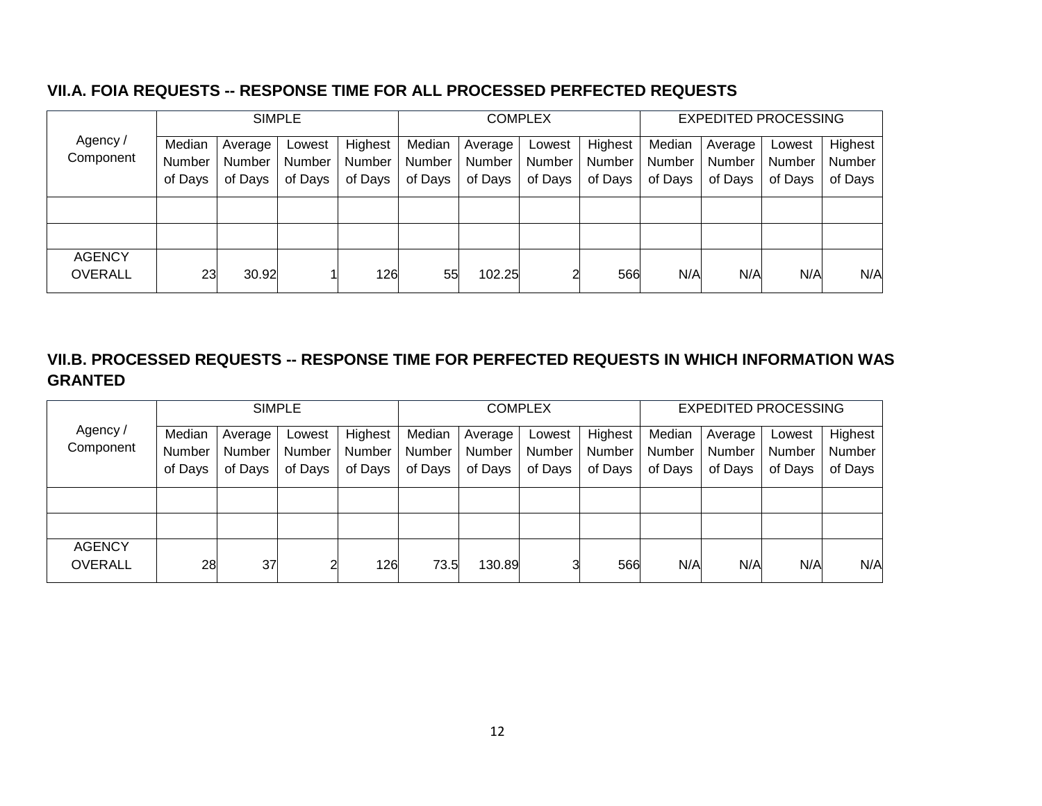### VII.A. FOIA REQUESTS -- RESPONSE TIME FOR ALL PROCESSED PERFECTED REQUESTS

| Agency / Component | SIMPLE | | | | COMPLEX | | | | EXPEDITED PROCESSING | | | |
|---|---|---|---|---|---|---|---|---|---|---|---|---|
| | Median Number of Days | Average Number of Days | Lowest Number of Days | Highest Number of Days | Median Number of Days | Average Number of Days | Lowest Number of Days | Highest Number of Days | Median Number of Days | Average Number of Days | Lowest Number of Days | Highest Number of Days |
| | | | | | | | | | | | | |
| | | | | | | | | | | | | |
| AGENCY OVERALL | 23 | 30.92 | 1 | 126 | 55 | 102.25 | 2 | 566 | N/A | N/A | N/A | N/A |

### VII.B. PROCESSED REQUESTS -- RESPONSE TIME FOR PERFECTED REQUESTS IN WHICH INFORMATION WAS GRANTED

| Agency / Component | SIMPLE | | | | COMPLEX | | | | EXPEDITED PROCESSING | | | |
|---|---|---|---|---|---|---|---|---|---|---|---|---|
| | Median Number of Days | Average Number of Days | Lowest Number of Days | Highest Number of Days | Median Number of Days | Average Number of Days | Lowest Number of Days | Highest Number of Days | Median Number of Days | Average Number of Days | Lowest Number of Days | Highest Number of Days |
| | | | | | | | | | | | | |
| | | | | | | | | | | | | |
| AGENCY OVERALL | 28 | 37 | 2 | 126 | 73.5 | 130.89 | 3 | 566 | N/A | N/A | N/A | N/A |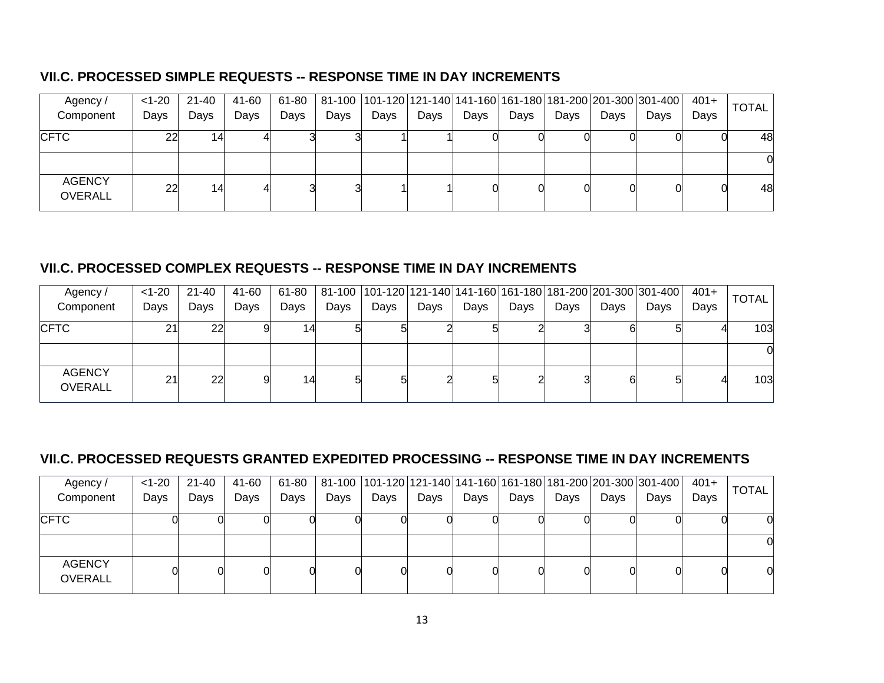### VII.C. PROCESSED SIMPLE REQUESTS -- RESPONSE TIME IN DAY INCREMENTS

| Agency / Component | <1-20 Days | 21-40 Days | 41-60 Days | 61-80 Days | 81-100 Days | 101-120 Days | 121-140 Days | 141-160 Days | 161-180 Days | 181-200 Days | 201-300 Days | 301-400 Days | 401+ Days | TOTAL |
|---|---|---|---|---|---|---|---|---|---|---|---|---|---|---|
| CFTC | 22 | 14 | 4 | 3 | 3 | 1 | 1 | 0 | 0 | 0 | 0 | 0 | 0 | 48 |
| | | | | | | | | | | | | | | 0 |
| AGENCY OVERALL | 22 | 14 | 4 | 3 | 3 | 1 | 1 | 0 | 0 | 0 | 0 | 0 | 0 | 48 |

### VII.C. PROCESSED COMPLEX REQUESTS -- RESPONSE TIME IN DAY INCREMENTS

| Agency / Component | <1-20 Days | 21-40 Days | 41-60 Days | 61-80 Days | 81-100 Days | 101-120 Days | 121-140 Days | 141-160 Days | 161-180 Days | 181-200 Days | 201-300 Days | 301-400 Days | 401+ Days | TOTAL |
|---|---|---|---|---|---|---|---|---|---|---|---|---|---|---|
| CFTC | 21 | 22 | 9 | 14 | 5 | 5 | 2 | 5 | 2 | 3 | 6 | 5 | 4 | 103 |
| | | | | | | | | | | | | | | 0 |
| AGENCY OVERALL | 21 | 22 | 9 | 14 | 5 | 5 | 2 | 5 | 2 | 3 | 6 | 5 | 4 | 103 |

### VII.C. PROCESSED REQUESTS GRANTED EXPEDITED PROCESSING -- RESPONSE TIME IN DAY INCREMENTS

| Agency / Component | <1-20 Days | 21-40 Days | 41-60 Days | 61-80 Days | 81-100 Days | 101-120 Days | 121-140 Days | 141-160 Days | 161-180 Days | 181-200 Days | 201-300 Days | 301-400 Days | 401+ Days | TOTAL |
|---|---|---|---|---|---|---|---|---|---|---|---|---|---|---|
| CFTC | 0 | 0 | 0 | 0 | 0 | 0 | 0 | 0 | 0 | 0 | 0 | 0 | 0 | 0 |
| | | | | | | | | | | | | | | 0 |
| AGENCY OVERALL | 0 | 0 | 0 | 0 | 0 | 0 | 0 | 0 | 0 | 0 | 0 | 0 | 0 | 0 |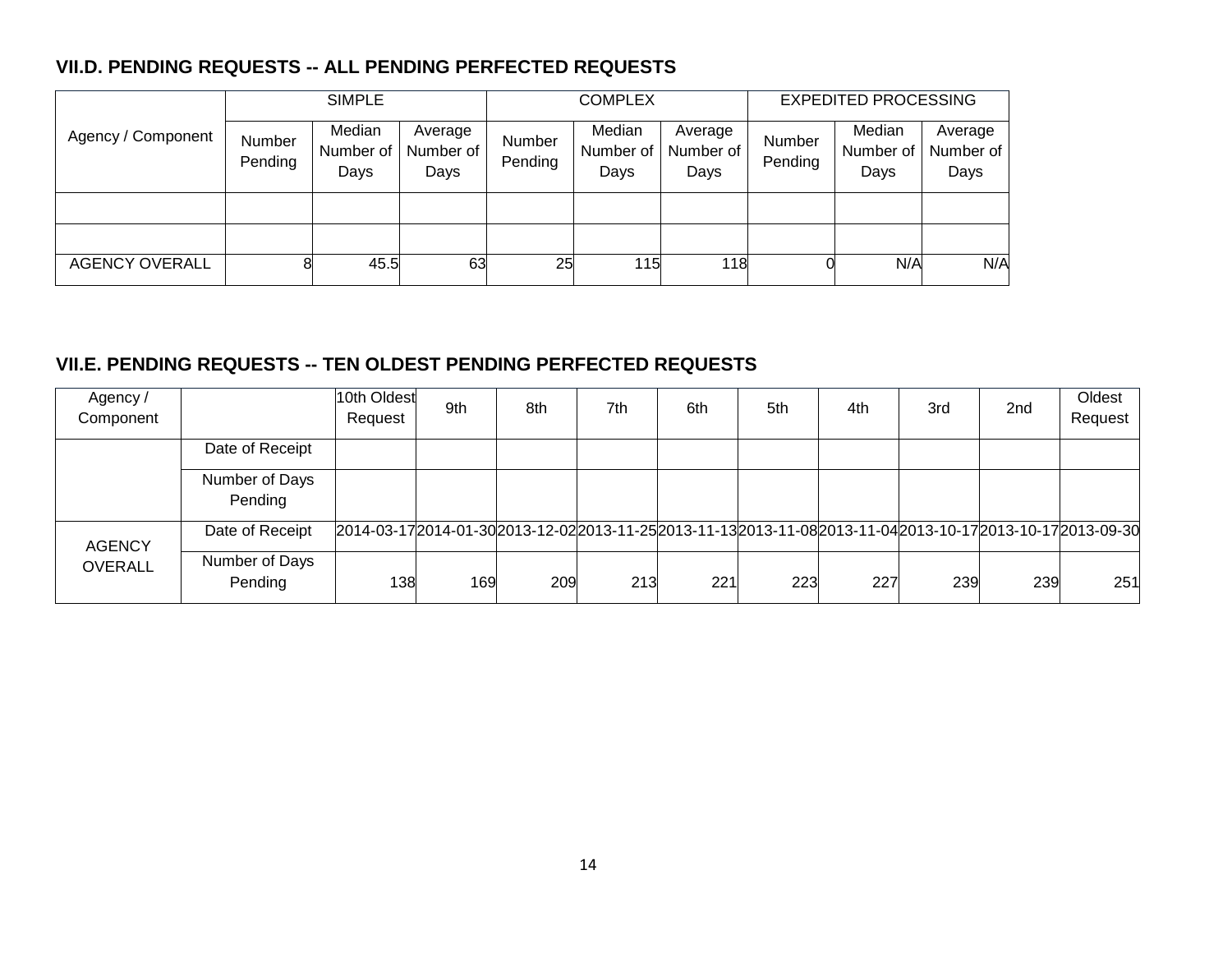### VII.D. PENDING REQUESTS -- ALL PENDING PERFECTED REQUESTS

| Agency / Component | SIMPLE | | | COMPLEX | | | EXPEDITED PROCESSING | | |
|---|---|---|---|---|---|---|---|---|---|
| | Number Pending | Median Number of Days | Average Number of Days | Number Pending | Median Number of Days | Average Number of Days | Number Pending | Median Number of Days | Average Number of Days |
| | | | | | | | | | |
| | | | | | | | | | |
| AGENCY OVERALL | 8 | 45.5 | 63 | 25 | 115 | 118 | 0 | N/A | N/A |

### VII.E. PENDING REQUESTS -- TEN OLDEST PENDING PERFECTED REQUESTS

| Agency / Component | | 10th Oldest Request | 9th | 8th | 7th | 6th | 5th | 4th | 3rd | 2nd | Oldest Request |
|---|---|---|---|---|---|---|---|---|---|---|---|
| | Date of Receipt | | | | | | | | | | |
| | Number of Days Pending | | | | | | | | | | |
| AGENCY OVERALL | Date of Receipt | 2014-03-17 | 2014-01-30 | 2013-12-02 | 2013-11-25 | 2013-11-13 | 2013-11-08 | 2013-11-04 | 2013-10-17 | 2013-10-17 | 2013-09-30 |
| | Number of Days Pending | 138 | 169 | 209 | 213 | 221 | 223 | 227 | 239 | 239 | 251 |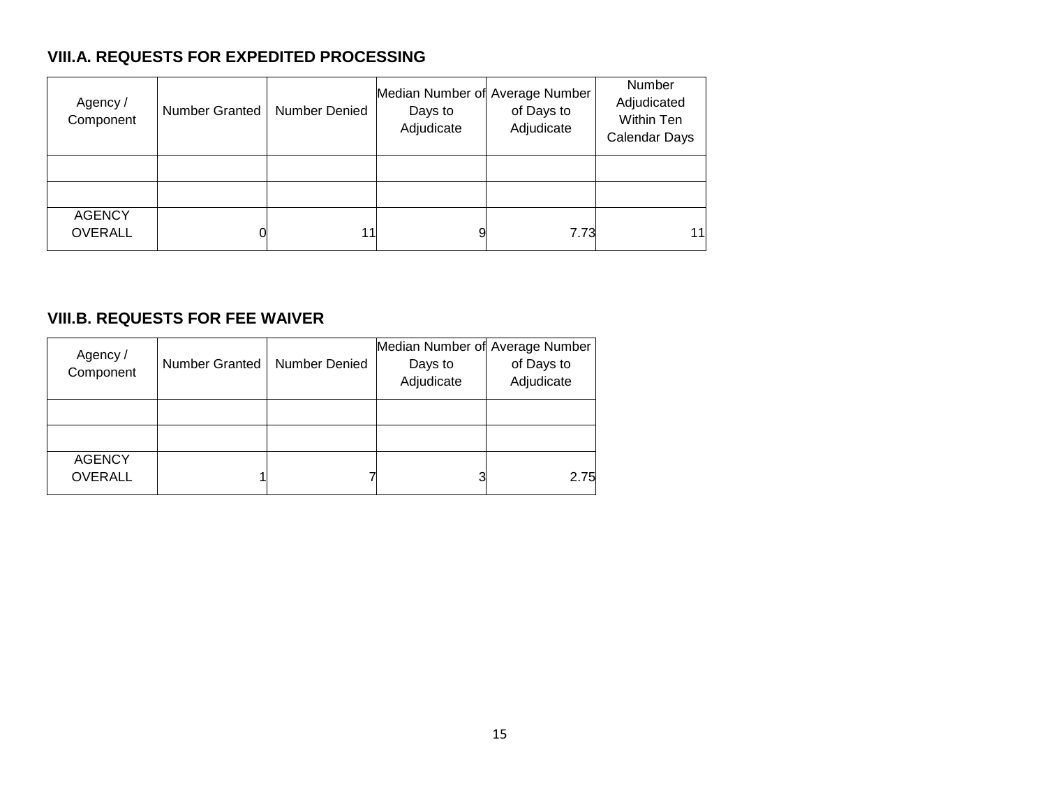### VIII.A. REQUESTS FOR EXPEDITED PROCESSING

| Agency / Component | Number Granted | Number Denied | Median Number of Days to Adjudicate | Average Number of Days to Adjudicate | Number Adjudicated Within Ten Calendar Days |
|---|---|---|---|---|---|
| | | | | | |
| | | | | | |
| AGENCY OVERALL | 0 | 11 | 9 | 7.73 | 11 |

### VIII.B. REQUESTS FOR FEE WAIVER

| Agency / Component | Number Granted | Number Denied | Median Number of Days to Adjudicate | Average Number of Days to Adjudicate |
|---|---|---|---|---|
| | | | | |
| | | | | |
| AGENCY OVERALL | 1 | 7 | 3 | 2.75 |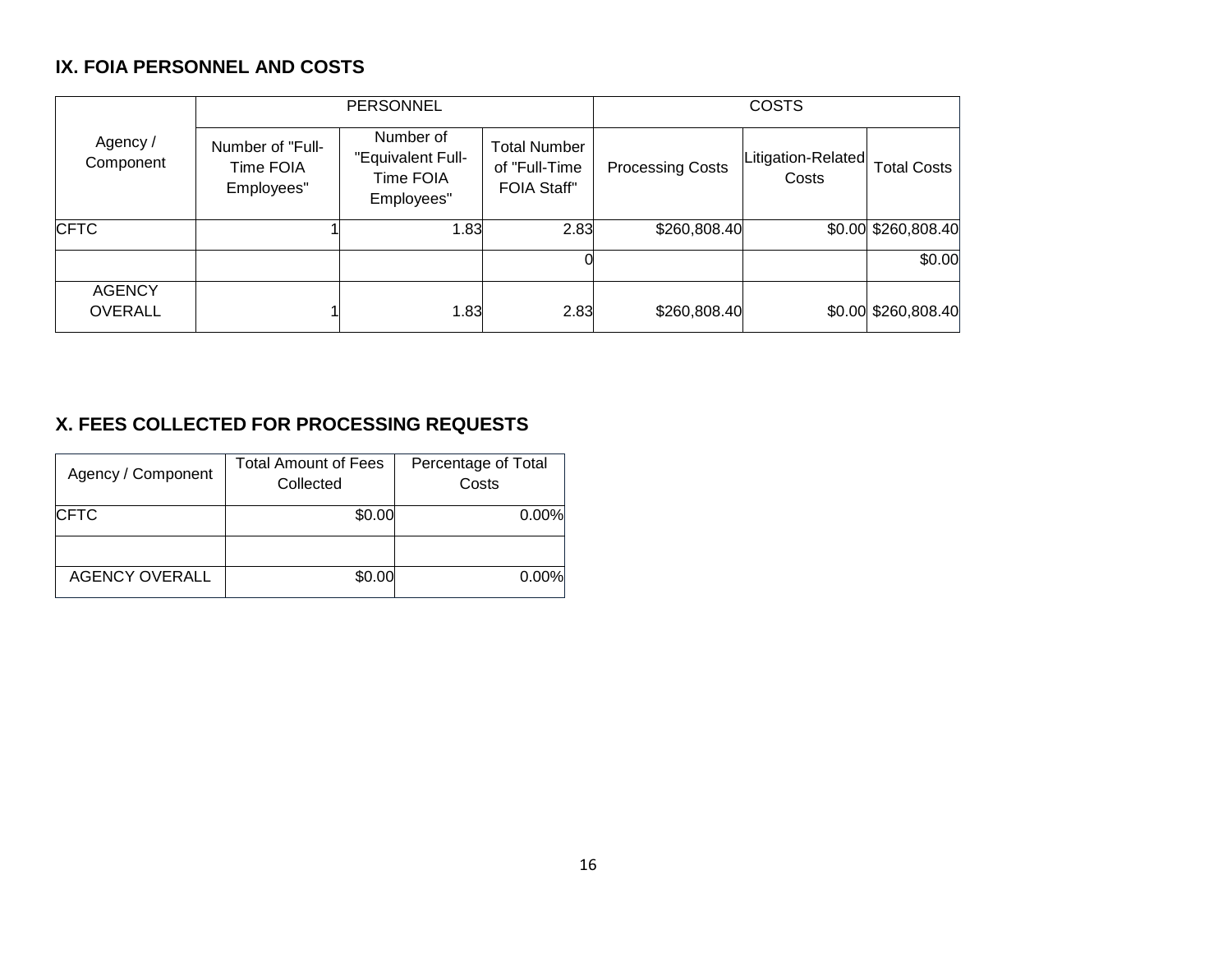## IX. FOIA PERSONNEL AND COSTS

| Agency / Component | PERSONNEL | | | COSTS | | |
|---|---|---|---|---|---|---|
| | Number of "Full-Time FOIA Employees" | Number of "Equivalent Full-Time FOIA Employees" | Total Number of "Full-Time FOIA Staff" | Processing Costs | Litigation-Related Costs | Total Costs |
| CFTC | 1 | 1.83 | 2.83 | $260,808.40 | $0.00 | $260,808.40 |
| | | | 0 | | | $0.00 |
| AGENCY OVERALL | 1 | 1.83 | 2.83 | $260,808.40 | $0.00 | $260,808.40 |

## X. FEES COLLECTED FOR PROCESSING REQUESTS

| Agency / Component | Total Amount of Fees Collected | Percentage of Total Costs |
|---|---|---|
| CFTC | $0.00 | 0.00% |
| | | |
| AGENCY OVERALL | $0.00 | 0.00% |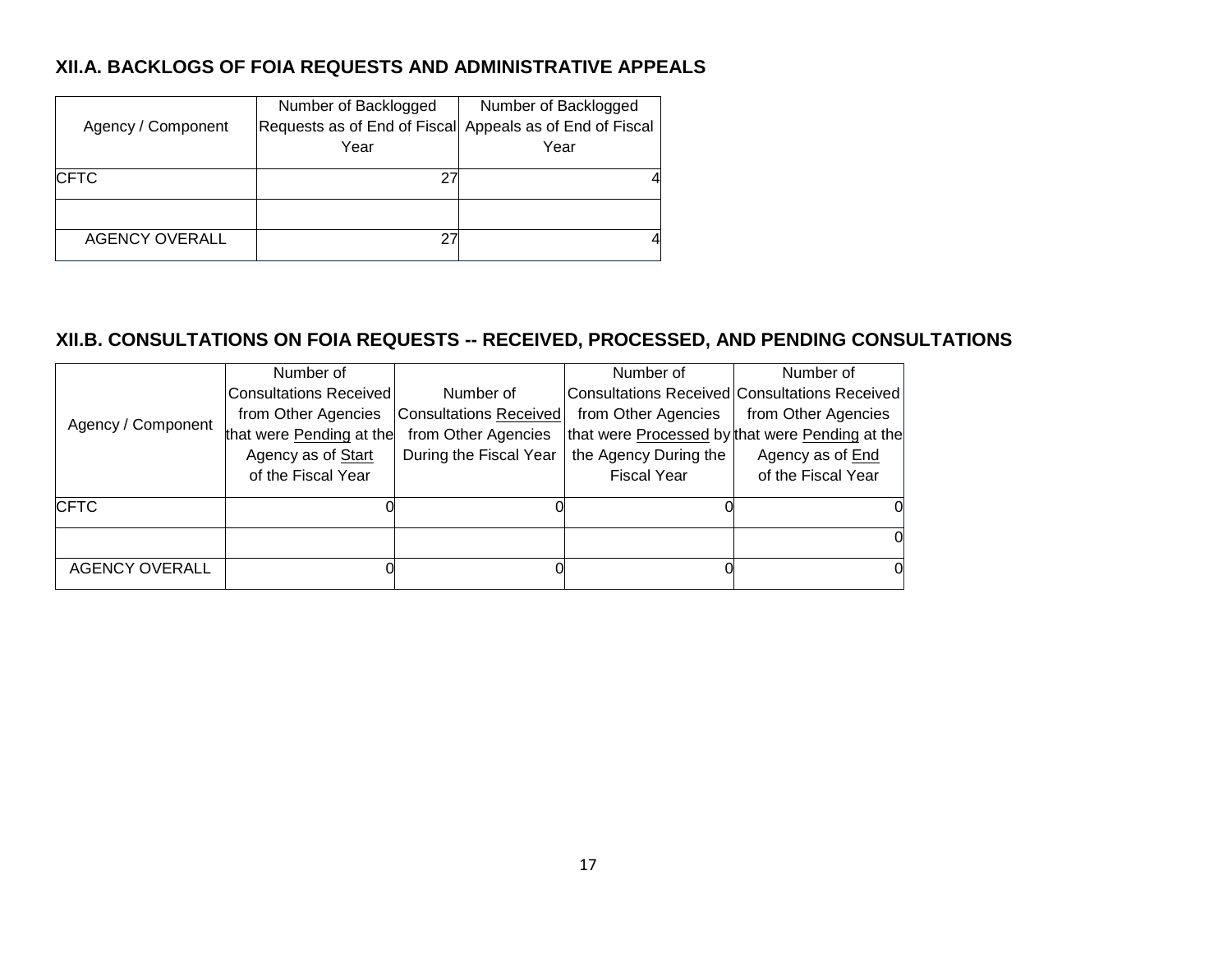### XII.A. BACKLOGS OF FOIA REQUESTS AND ADMINISTRATIVE APPEALS

| Agency / Component | Number of Backlogged Requests as of End of Fiscal Year | Number of Backlogged Appeals as of End of Fiscal Year |
|---|---|---|
| CFTC | 27 | 4 |
| | | |
| AGENCY OVERALL | 27 | 4 |

### XII.B. CONSULTATIONS ON FOIA REQUESTS -- RECEIVED, PROCESSED, AND PENDING CONSULTATIONS

| Agency / Component | Number of Consultations Received from Other Agencies that were Pending at the Agency as of Start of the Fiscal Year | Number of Consultations Received from Other Agencies During the Fiscal Year | Number of Consultations Received from Other Agencies that were Processed by the Agency During the Fiscal Year | Number of Consultations Received from Other Agencies that were Pending at the Agency as of End of the Fiscal Year |
|---|---|---|---|---|
| CFTC | 0 | 0 | 0 | 0 |
| | | | | 0 |
| AGENCY OVERALL | 0 | 0 | 0 | 0 |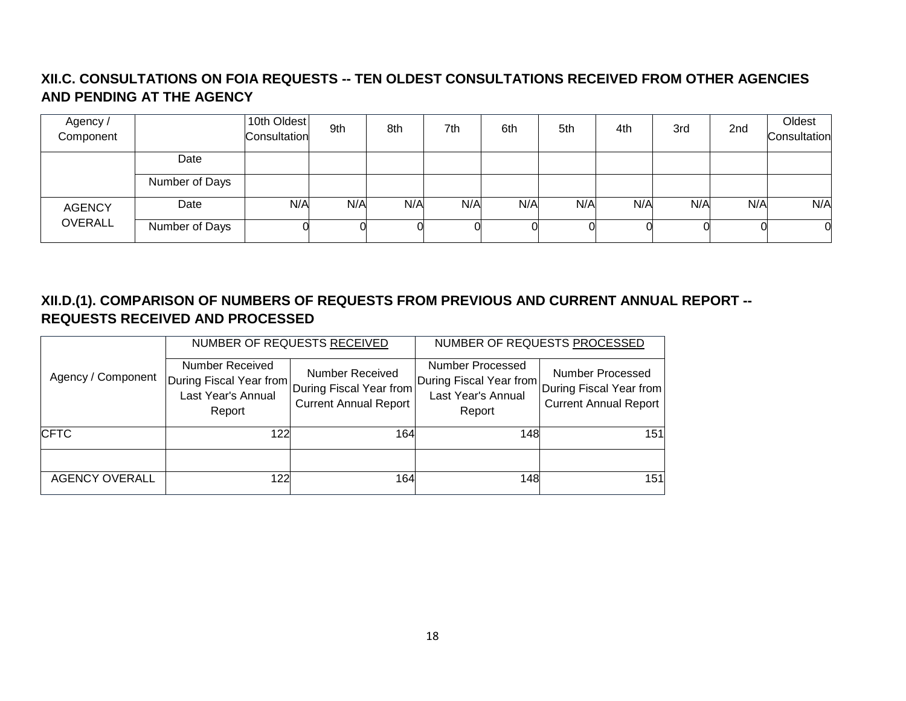### XII.C. CONSULTATIONS ON FOIA REQUESTS -- TEN OLDEST CONSULTATIONS RECEIVED FROM OTHER AGENCIES AND PENDING AT THE AGENCY

| Agency / Component | | 10th Oldest Consultation | 9th | 8th | 7th | 6th | 5th | 4th | 3rd | 2nd | Oldest Consultation |
|---|---|---|---|---|---|---|---|---|---|---|---|
| | Date | | | | | | | | | | |
| | Number of Days | | | | | | | | | | |
| AGENCY OVERALL | Date | N/A | N/A | N/A | N/A | N/A | N/A | N/A | N/A | N/A | N/A |
| | Number of Days | 0 | 0 | 0 | 0 | 0 | 0 | 0 | 0 | 0 | 0 |

### XII.D.(1). COMPARISON OF NUMBERS OF REQUESTS FROM PREVIOUS AND CURRENT ANNUAL REPORT -- REQUESTS RECEIVED AND PROCESSED

| Agency / Component | NUMBER OF REQUESTS RECEIVED | | NUMBER OF REQUESTS PROCESSED | |
|---|---|---|---|---|
| | Number Received During Fiscal Year from Last Year's Annual Report | Number Received During Fiscal Year from Current Annual Report | Number Processed During Fiscal Year from Last Year's Annual Report | Number Processed During Fiscal Year from Current Annual Report |
| CFTC | 122 | 164 | 148 | 151 |
| | | | | |
| AGENCY OVERALL | 122 | 164 | 148 | 151 |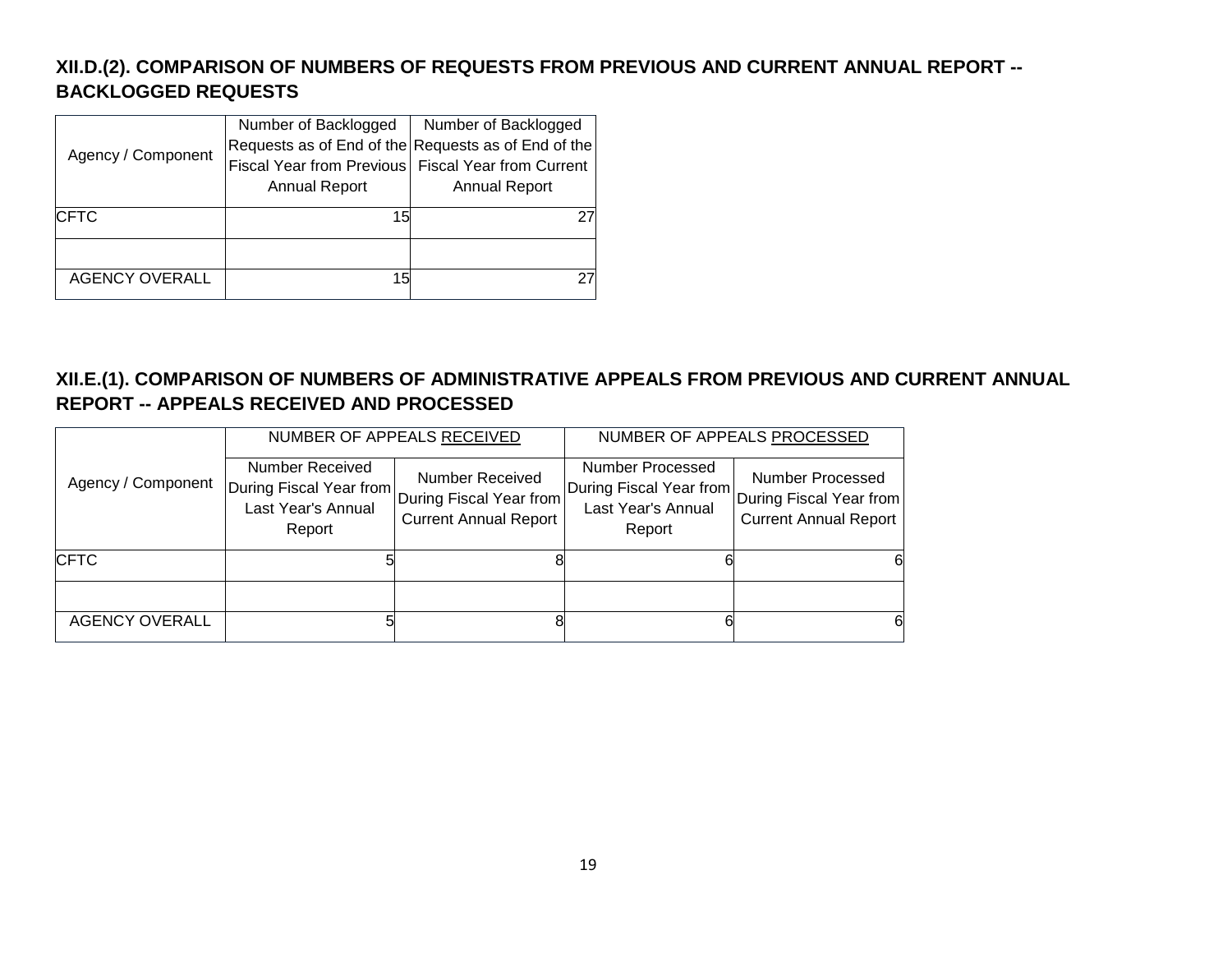### XII.D.(2). COMPARISON OF NUMBERS OF REQUESTS FROM PREVIOUS AND CURRENT ANNUAL REPORT -- BACKLOGGED REQUESTS

| Agency / Component | Number of Backlogged Requests as of End of the Fiscal Year from Previous Annual Report | Number of Backlogged Requests as of End of the Fiscal Year from Current Annual Report |
|---|---|---|
| CFTC | 15 | 27 |
| | | |
| AGENCY OVERALL | 15 | 27 |

### XII.E.(1). COMPARISON OF NUMBERS OF ADMINISTRATIVE APPEALS FROM PREVIOUS AND CURRENT ANNUAL REPORT -- APPEALS RECEIVED AND PROCESSED

| Agency / Component | NUMBER OF APPEALS RECEIVED | | NUMBER OF APPEALS PROCESSED | |
|---|---|---|---|---|
| | Number Received During Fiscal Year from Last Year's Annual Report | Number Received During Fiscal Year from Current Annual Report | Number Processed During Fiscal Year from Last Year's Annual Report | Number Processed During Fiscal Year from Current Annual Report |
| CFTC | 5 | 8 | 6 | 6 |
| | | | | |
| AGENCY OVERALL | 5 | 8 | 6 | 6 |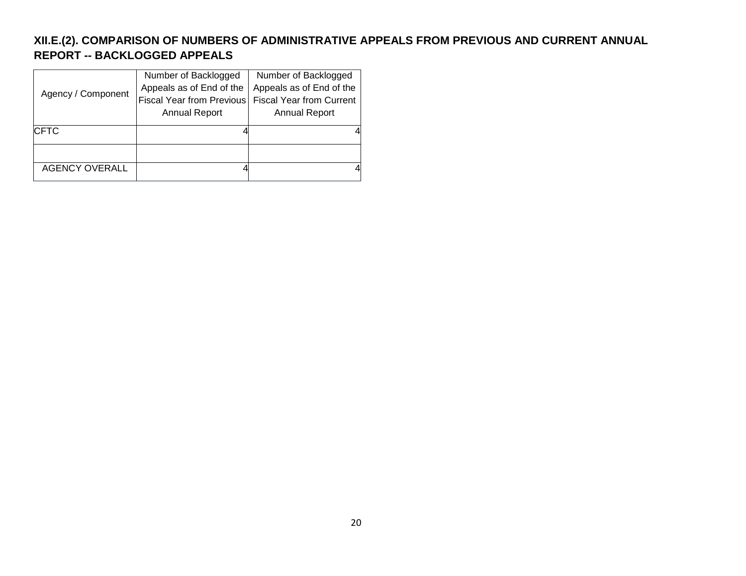## XII.E.(2). COMPARISON OF NUMBERS OF ADMINISTRATIVE APPEALS FROM PREVIOUS AND CURRENT ANNUAL REPORT -- BACKLOGGED APPEALS

| Agency / Component | Number of Backlogged Appeals as of End of the Fiscal Year from Previous Annual Report | Number of Backlogged Appeals as of End of the Fiscal Year from Current Annual Report |
|---|---|---|
| CFTC | 4 | 4 |
| | | |
| AGENCY OVERALL | 4 | 4 |